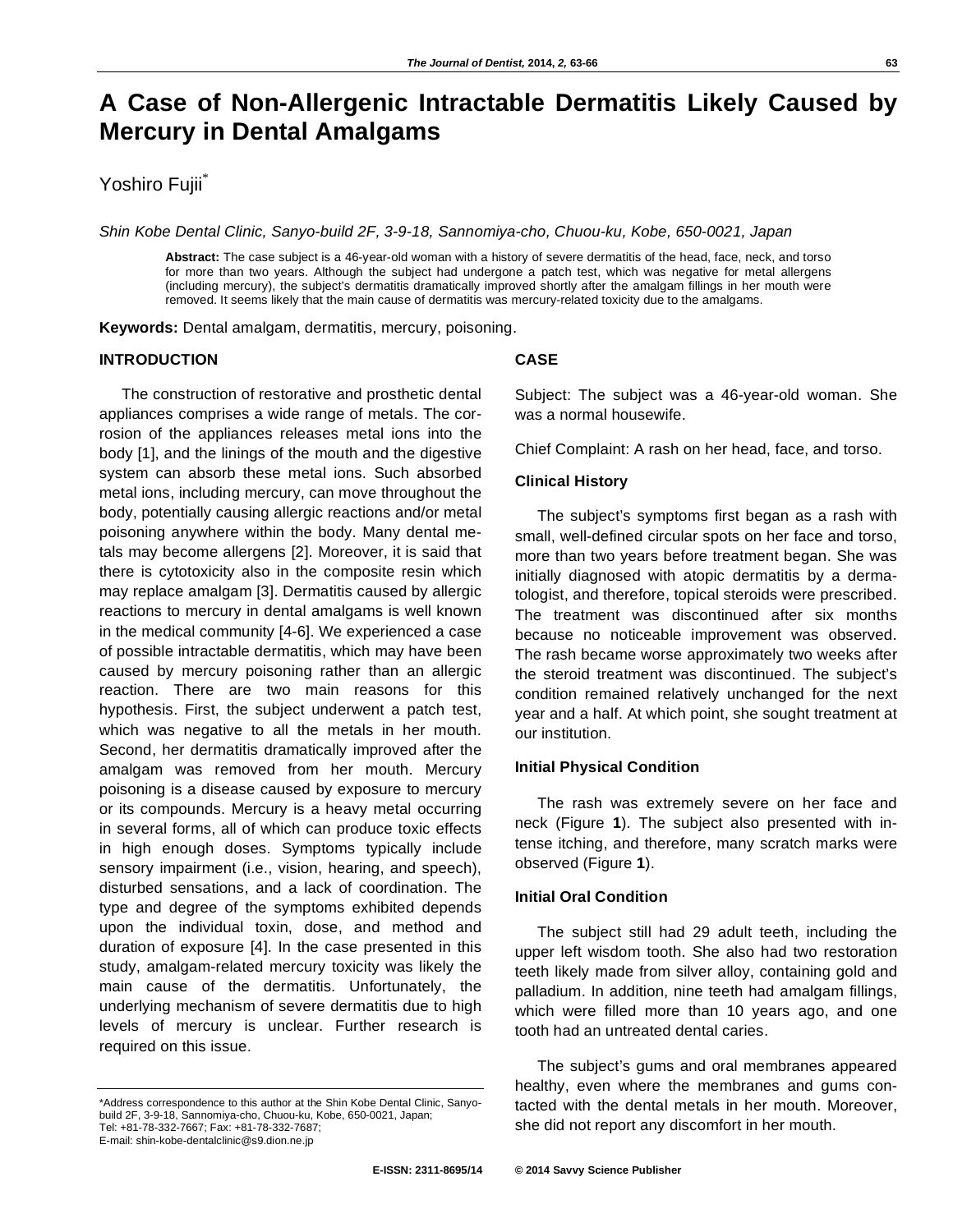# A Case of Non-Allergenic Intractable Dermatitis Likely Caused by Mercury in Dental Amalgams

Yoshiro Fujii*

*Shin Kobe Dental Clinic, Sanyo-build 2F, 3-9-18, Sannomiya-cho, Chuou-ku, Kobe, 650-0021, Japan*

**Abstract:** The case subject is a 46-year-old woman with a history of severe dermatitis of the head, face, neck, and torso for more than two years. Although the subject had undergone a patch test, which was negative for metal allergens (including mercury), the subject's dermatitis dramatically improved shortly after the amalgam fillings in her mouth were removed. It seems likely that the main cause of dermatitis was mercury-related toxicity due to the amalgams.

**Keywords:** Dental amalgam, dermatitis, mercury, poisoning.

## INTRODUCTION

The construction of restorative and prosthetic dental appliances comprises a wide range of metals. The corrosion of the appliances releases metal ions into the body [1], and the linings of the mouth and the digestive system can absorb these metal ions. Such absorbed metal ions, including mercury, can move throughout the body, potentially causing allergic reactions and/or metal poisoning anywhere within the body. Many dental metals may become allergens [2]. Moreover, it is said that there is cytotoxicity also in the composite resin which may replace amalgam [3]. Dermatitis caused by allergic reactions to mercury in dental amalgams is well known in the medical community [4-6]. We experienced a case of possible intractable dermatitis, which may have been caused by mercury poisoning rather than an allergic reaction. There are two main reasons for this hypothesis. First, the subject underwent a patch test, which was negative to all the metals in her mouth. Second, her dermatitis dramatically improved after the amalgam was removed from her mouth. Mercury poisoning is a disease caused by exposure to mercury or its compounds. Mercury is a heavy metal occurring in several forms, all of which can produce toxic effects in high enough doses. Symptoms typically include sensory impairment (i.e., vision, hearing, and speech), disturbed sensations, and a lack of coordination. The type and degree of the symptoms exhibited depends upon the individual toxin, dose, and method and duration of exposure [4]. In the case presented in this study, amalgam-related mercury toxicity was likely the main cause of the dermatitis. Unfortunately, the underlying mechanism of severe dermatitis due to high levels of mercury is unclear. Further research is required on this issue.

## CASE

Subject: The subject was a 46-year-old woman. She was a normal housewife.

Chief Complaint: A rash on her head, face, and torso.

### Clinical History

The subject's symptoms first began as a rash with small, well-defined circular spots on her face and torso, more than two years before treatment began. She was initially diagnosed with atopic dermatitis by a dermatologist, and therefore, topical steroids were prescribed. The treatment was discontinued after six months because no noticeable improvement was observed. The rash became worse approximately two weeks after the steroid treatment was discontinued. The subject's condition remained relatively unchanged for the next year and a half. At which point, she sought treatment at our institution.

### Initial Physical Condition

The rash was extremely severe on her face and neck (Figure **1**). The subject also presented with intense itching, and therefore, many scratch marks were observed (Figure **1**).

### Initial Oral Condition

The subject still had 29 adult teeth, including the upper left wisdom tooth. She also had two restoration teeth likely made from silver alloy, containing gold and palladium. In addition, nine teeth had amalgam fillings, which were filled more than 10 years ago, and one tooth had an untreated dental caries.

The subject's gums and oral membranes appeared healthy, even where the membranes and gums contacted with the dental metals in her mouth. Moreover, she did not report any discomfort in her mouth.

---

*Address correspondence to this author at the Shin Kobe Dental Clinic, Sanyo-build 2F, 3-9-18, Sannomiya-cho, Chuou-ku, Kobe, 650-0021, Japan; Tel: +81-78-332-7667; Fax: +81-78-332-7687; E-mail: shin-kobe-dentalclinic@s9.dion.ne.jp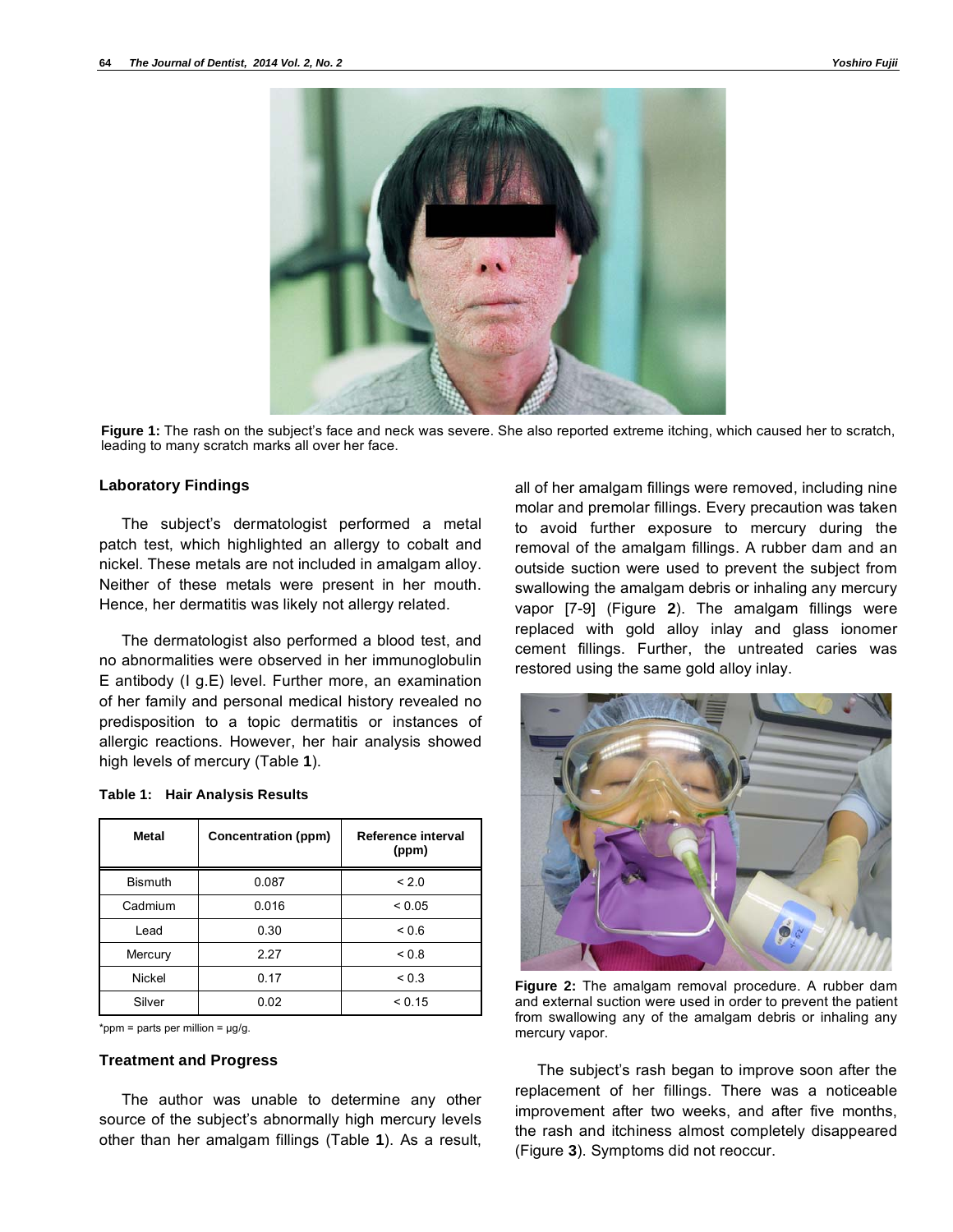**Figure 1:** The rash on the subject's face and neck was severe. She also reported extreme itching, which caused her to scratch, leading to many scratch marks all over her face.

### Laboratory Findings

The subject's dermatologist performed a metal patch test, which highlighted an allergy to cobalt and nickel. These metals are not included in amalgam alloy. Neither of these metals were present in her mouth. Hence, her dermatitis was likely not allergy related.

The dermatologist also performed a blood test, and no abnormalities were observed in her immunoglobulin E antibody (I g.E) level. Further more, an examination of her family and personal medical history revealed no predisposition to a topic dermatitis or instances of allergic reactions. However, her hair analysis showed high levels of mercury (Table **1**).

**Table 1: Hair Analysis Results**

| Metal | Concentration (ppm) | Reference interval (ppm) |
|---|---|---|
| Bismuth | 0.087 | < 2.0 |
| Cadmium | 0.016 | < 0.05 |
| Lead | 0.30 | < 0.6 |
| Mercury | 2.27 | < 0.8 |
| Nickel | 0.17 | < 0.3 |
| Silver | 0.02 | < 0.15 |

*ppm = parts per million = μg/g.

### Treatment and Progress

The author was unable to determine any other source of the subject's abnormally high mercury levels other than her amalgam fillings (Table **1**). As a result, all of her amalgam fillings were removed, including nine molar and premolar fillings. Every precaution was taken to avoid further exposure to mercury during the removal of the amalgam fillings. A rubber dam and an outside suction were used to prevent the subject from swallowing the amalgam debris or inhaling any mercury vapor [7-9] (Figure **2**). The amalgam fillings were replaced with gold alloy inlay and glass ionomer cement fillings. Further, the untreated caries was restored using the same gold alloy inlay.

**Figure 2:** The amalgam removal procedure. A rubber dam and external suction were used in order to prevent the patient from swallowing any of the amalgam debris or inhaling any mercury vapor.

The subject's rash began to improve soon after the replacement of her fillings. There was a noticeable improvement after two weeks, and after five months, the rash and itchiness almost completely disappeared (Figure **3**). Symptoms did not reoccur.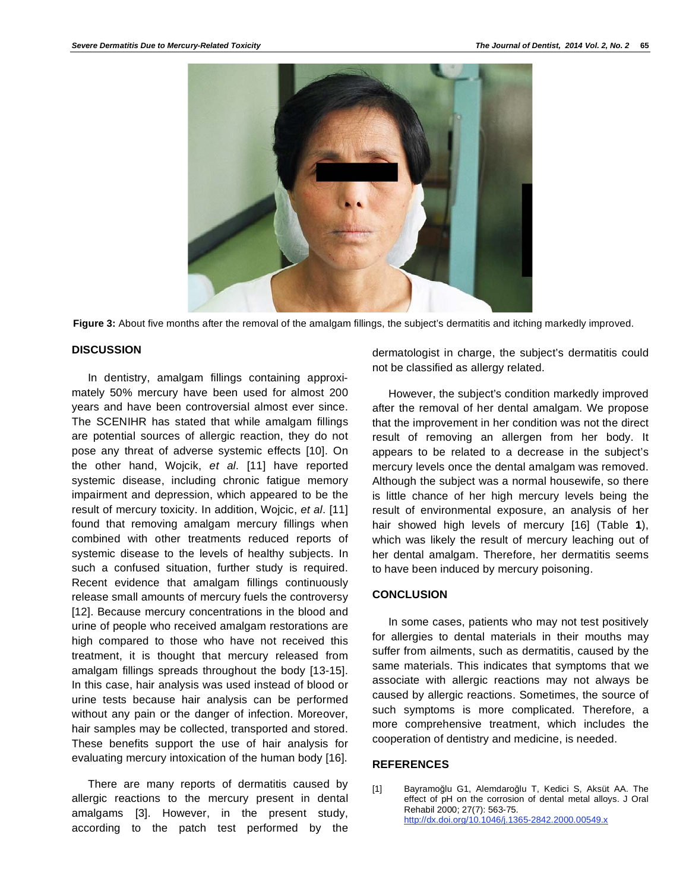**Figure 3:** About five months after the removal of the amalgam fillings, the subject's dermatitis and itching markedly improved.

## DISCUSSION

In dentistry, amalgam fillings containing approximately 50% mercury have been used for almost 200 years and have been controversial almost ever since. The SCENIHR has stated that while amalgam fillings are potential sources of allergic reaction, they do not pose any threat of adverse systemic effects [10]. On the other hand, Wojcik, *et al*. [11] have reported systemic disease, including chronic fatigue memory impairment and depression, which appeared to be the result of mercury toxicity. In addition, Wojcic, *et al*. [11] found that removing amalgam mercury fillings when combined with other treatments reduced reports of systemic disease to the levels of healthy subjects. In such a confused situation, further study is required. Recent evidence that amalgam fillings continuously release small amounts of mercury fuels the controversy [12]. Because mercury concentrations in the blood and urine of people who received amalgam restorations are high compared to those who have not received this treatment, it is thought that mercury released from amalgam fillings spreads throughout the body [13-15]. In this case, hair analysis was used instead of blood or urine tests because hair analysis can be performed without any pain or the danger of infection. Moreover, hair samples may be collected, transported and stored. These benefits support the use of hair analysis for evaluating mercury intoxication of the human body [16].

There are many reports of dermatitis caused by allergic reactions to the mercury present in dental amalgams [3]. However, in the present study, according to the patch test performed by the dermatologist in charge, the subject's dermatitis could not be classified as allergy related.

However, the subject's condition markedly improved after the removal of her dental amalgam. We propose that the improvement in her condition was not the direct result of removing an allergen from her body. It appears to be related to a decrease in the subject's mercury levels once the dental amalgam was removed. Although the subject was a normal housewife, so there is little chance of her high mercury levels being the result of environmental exposure, an analysis of her hair showed high levels of mercury [16] (Table **1**), which was likely the result of mercury leaching out of her dental amalgam. Therefore, her dermatitis seems to have been induced by mercury poisoning.

## CONCLUSION

In some cases, patients who may not test positively for allergies to dental materials in their mouths may suffer from ailments, such as dermatitis, caused by the same materials. This indicates that symptoms that we associate with allergic reactions may not always be caused by allergic reactions. Sometimes, the source of such symptoms is more complicated. Therefore, a more comprehensive treatment, which includes the cooperation of dentistry and medicine, is needed.

## REFERENCES

[1] Bayramoğlu G1, Alemdaroğlu T, Kedici S, Aksüt AA. The effect of pH on the corrosion of dental metal alloys. J Oral Rehabil 2000; 27(7): 563-75. http://dx.doi.org/10.1046/j.1365-2842.2000.00549.x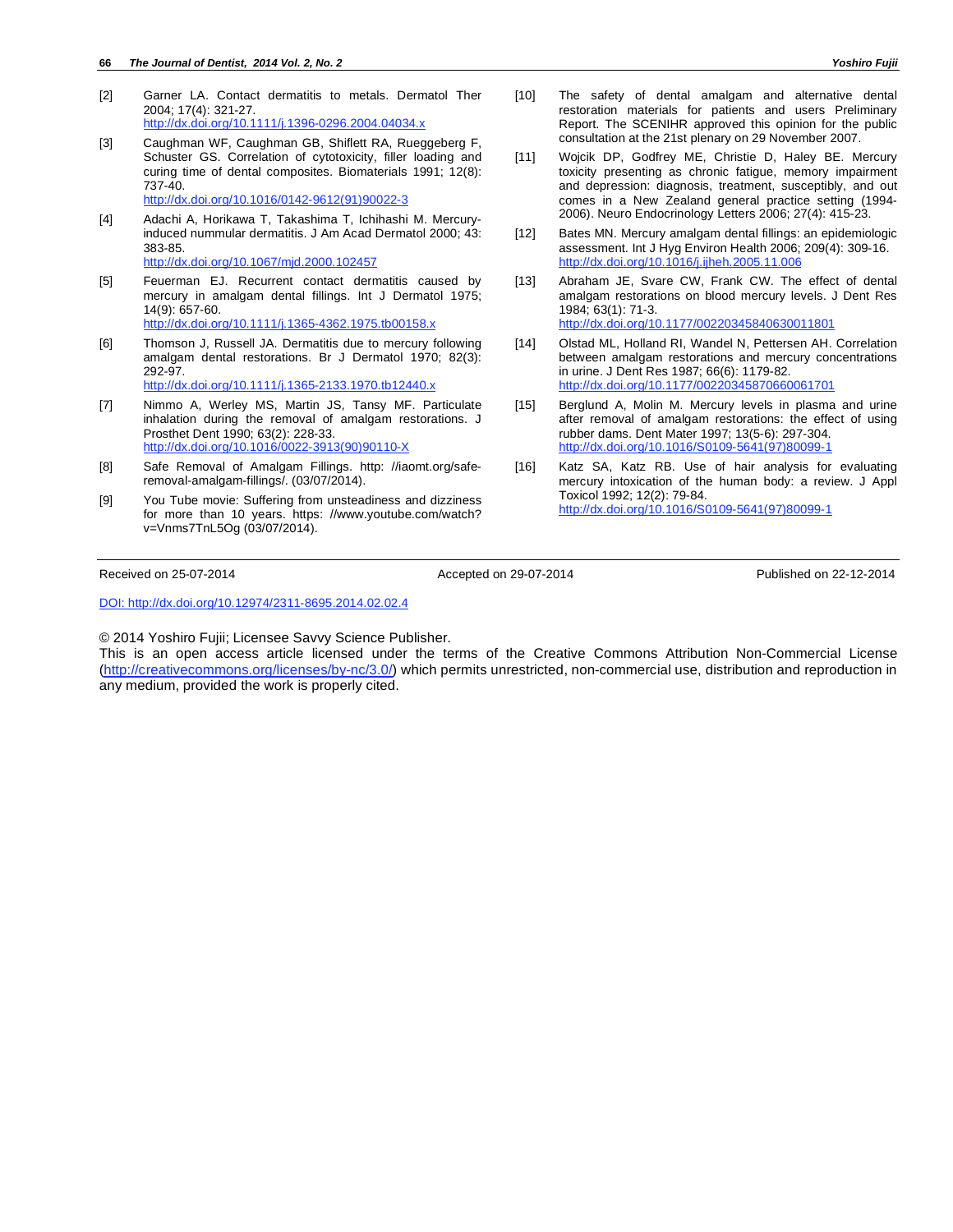[2] Garner LA. Contact dermatitis to metals. Dermatol Ther 2004; 17(4): 321-27. http://dx.doi.org/10.1111/j.1396-0296.2004.04034.x

[3] Caughman WF, Caughman GB, Shiflett RA, Rueggeberg F, Schuster GS. Correlation of cytotoxicity, filler loading and curing time of dental composites. Biomaterials 1991; 12(8): 737-40. http://dx.doi.org/10.1016/0142-9612(91)90022-3

[4] Adachi A, Horikawa T, Takashima T, Ichihashi M. Mercury-induced nummular dermatitis. J Am Acad Dermatol 2000; 43: 383-85. http://dx.doi.org/10.1067/mjd.2000.102457

[5] Feuerman EJ. Recurrent contact dermatitis caused by mercury in amalgam dental fillings. Int J Dermatol 1975; 14(9): 657-60. http://dx.doi.org/10.1111/j.1365-4362.1975.tb00158.x

[6] Thomson J, Russell JA. Dermatitis due to mercury following amalgam dental restorations. Br J Dermatol 1970; 82(3): 292-97. http://dx.doi.org/10.1111/j.1365-2133.1970.tb12440.x

[7] Nimmo A, Werley MS, Martin JS, Tansy MF. Particulate inhalation during the removal of amalgam restorations. J Prosthet Dent 1990; 63(2): 228-33. http://dx.doi.org/10.1016/0022-3913(90)90110-X

[8] Safe Removal of Amalgam Fillings. http: //iaomt.org/safe-removal-amalgam-fillings/. (03/07/2014).

[9] You Tube movie: Suffering from unsteadiness and dizziness for more than 10 years. https: //www.youtube.com/watch?v=Vnms7TnL5Og (03/07/2014).

[10] The safety of dental amalgam and alternative dental restoration materials for patients and users Preliminary Report. The SCENIHR approved this opinion for the public consultation at the 21st plenary on 29 November 2007.

[11] Wojcik DP, Godfrey ME, Christie D, Haley BE. Mercury toxicity presenting as chronic fatigue, memory impairment and depression: diagnosis, treatment, susceptibly, and out comes in a New Zealand general practice setting (1994-2006). Neuro Endocrinology Letters 2006; 27(4): 415-23.

[12] Bates MN. Mercury amalgam dental fillings: an epidemiologic assessment. Int J Hyg Environ Health 2006; 209(4): 309-16. http://dx.doi.org/10.1016/j.ijheh.2005.11.006

[13] Abraham JE, Svare CW, Frank CW. The effect of dental amalgam restorations on blood mercury levels. J Dent Res 1984; 63(1): 71-3. http://dx.doi.org/10.1177/00220345840630011801

[14] Olstad ML, Holland RI, Wandel N, Pettersen AH. Correlation between amalgam restorations and mercury concentrations in urine. J Dent Res 1987; 66(6): 1179-82. http://dx.doi.org/10.1177/00220345870660061701

[15] Berglund A, Molin M. Mercury levels in plasma and urine after removal of amalgam restorations: the effect of using rubber dams. Dent Mater 1997; 13(5-6): 297-304. http://dx.doi.org/10.1016/S0109-5641(97)80099-1

[16] Katz SA, Katz RB. Use of hair analysis for evaluating mercury intoxication of the human body: a review. J Appl Toxicol 1992; 12(2): 79-84. http://dx.doi.org/10.1016/S0109-5641(97)80099-1

Received on 25-07-2014 Accepted on 29-07-2014 Published on 22-12-2014

DOI: http://dx.doi.org/10.12974/2311-8695.2014.02.02.4

© 2014 Yoshiro Fujii; Licensee Savvy Science Publisher.

This is an open access article licensed under the terms of the Creative Commons Attribution Non-Commercial License (http://creativecommons.org/licenses/by-nc/3.0/) which permits unrestricted, non-commercial use, distribution and reproduction in any medium, provided the work is properly cited.